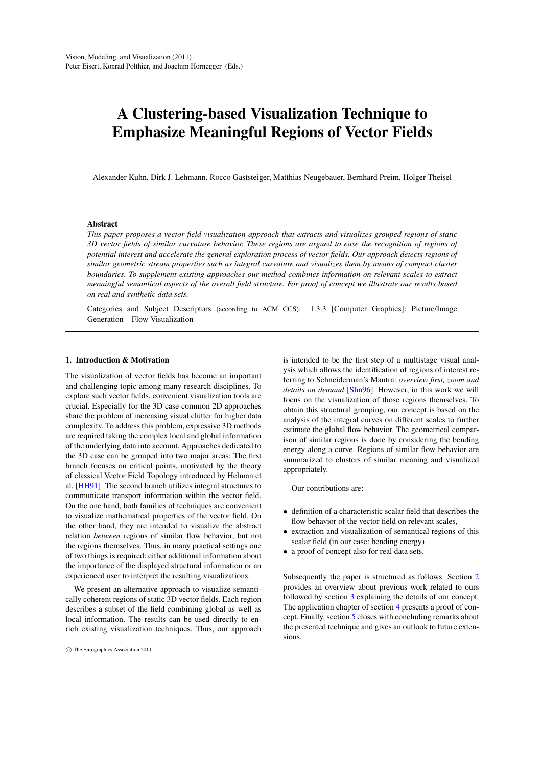Vision, Modeling, and Visualization (2011)
Peter Eisert, Konrad Polthier, and Joachim Hornegger (Eds.)

# A Clustering-based Visualization Technique to Emphasize Meaningful Regions of Vector Fields

Alexander Kuhn, Dirk J. Lehmann, Rocco Gaststeiger, Matthias Neugebauer, Bernhard Preim, Holger Theisel

---

**Abstract**

*This paper proposes a vector field visualization approach that extracts and visualizes grouped regions of static 3D vector fields of similar curvature behavior. These regions are argued to ease the recognition of regions of potential interest and accelerate the general exploration process of vector fields. Our approach detects regions of similar geometric stream properties such as integral curvature and visualizes them by means of compact cluster boundaries. To supplement existing approaches our method combines information on relevant scales to extract meaningful semantical aspects of the overall field structure. For proof of concept we illustrate our results based on real and synthetic data sets.*

Categories and Subject Descriptors (according to ACM CCS): I.3.3 [Computer Graphics]: Picture/Image Generation—Flow Visualization

---

## 1. Introduction & Motivation

The visualization of vector fields has become an important and challenging topic among many research disciplines. To explore such vector fields, convenient visualization tools are crucial. Especially for the 3D case common 2D approaches share the problem of increasing visual clutter for higher data complexity. To address this problem, expressive 3D methods are required taking the complex local and global information of the underlying data into account. Approaches dedicated to the 3D case can be grouped into two major areas: The first branch focuses on critical points, motivated by the theory of classical Vector Field Topology introduced by Helman et al. [HH91]. The second branch utilizes integral structures to communicate transport information within the vector field. On the one hand, both families of techniques are convenient to visualize mathematical properties of the vector field. On the other hand, they are intended to visualize the abstract relation *between* regions of similar flow behavior, but not the regions themselves. Thus, in many practical settings one of two things is required: either additional information about the importance of the displayed structural information or an experienced user to interpret the resulting visualizations.

We present an alternative approach to visualize semantically coherent regions of static 3D vector fields. Each region describes a subset of the field combining global as well as local information. The results can be used directly to enrich existing visualization techniques. Thus, our approach is intended to be the first step of a multistage visual analysis which allows the identification of regions of interest referring to Schneiderman's Mantra: *overview first, zoom and details on demand* [Shn96]. However, in this work we will focus on the visualization of those regions themselves. To obtain this structural grouping, our concept is based on the analysis of the integral curves on different scales to further estimate the global flow behavior. The geometrical comparison of similar regions is done by considering the bending energy along a curve. Regions of similar flow behavior are summarized to clusters of similar meaning and visualized appropriately.

Our contributions are:

- definition of a characteristic scalar field that describes the flow behavior of the vector field on relevant scales,
- extraction and visualization of semantical regions of this scalar field (in our case: bending energy)
- a proof of concept also for real data sets.

Subsequently the paper is structured as follows: Section 2 provides an overview about previous work related to ours followed by section 3 explaining the details of our concept. The application chapter of section 4 presents a proof of concept. Finally, section 5 closes with concluding remarks about the presented technique and gives an outlook to future extensions.

© The Eurographics Association 2011.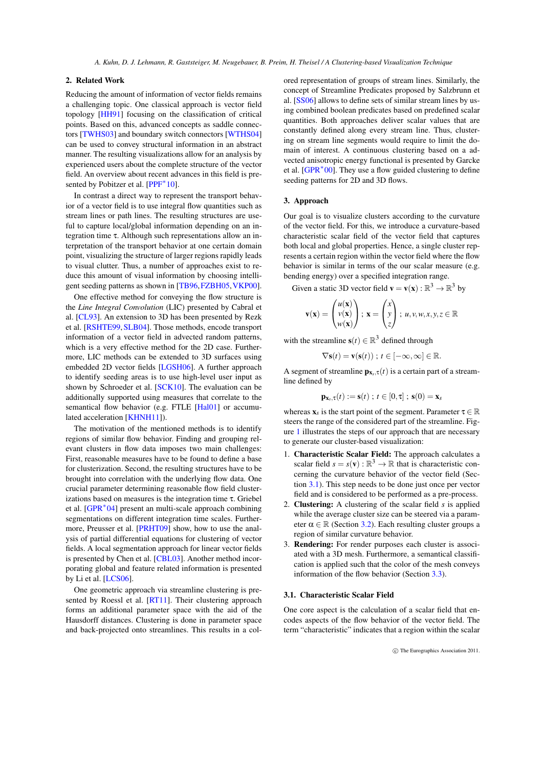## 2. Related Work

Reducing the amount of information of vector fields remains a challenging topic. One classical approach is vector field topology [HH91] focusing on the classification of critical points. Based on this, advanced concepts as saddle connectors [TWHS03] and boundary switch connectors [WTHS04] can be used to convey structural information in an abstract manner. The resulting visualizations allow for an analysis by experienced users about the complete structure of the vector field. An overview about recent advances in this field is presented by Pobitzer et al. [PPF*10].

In contrast a direct way to represent the transport behavior of a vector field is to use integral flow quantities such as stream lines or path lines. The resulting structures are useful to capture local/global information depending on an integration time $\tau$. Although such representations allow an interpretation of the transport behavior at one certain domain point, visualizing the structure of larger regions rapidly leads to visual clutter. Thus, a number of approaches exist to reduce this amount of visual information by choosing intelligent seeding patterns as shown in [TB96, FZBH05, VKP00].

One effective method for conveying the flow structure is the *Line Integral Convolution* (LIC) presented by Cabral et al. [CL93]. An extension to 3D has been presented by Rezk et al. [RSHTE99, SLB04]. Those methods, encode transport information of a vector field in advected random patterns, which is a very effective method for the 2D case. Furthermore, LIC methods can be extended to 3D surfaces using embedded 2D vector fields [LGSH06]. A further approach to identify seeding areas is to use high-level user input as shown by Schroeder et al. [SCK10]. The evaluation can be additionally supported using measures that correlate to the semantical flow behavior (e.g. FTLE [Hal01] or accumulated acceleration [KHNH11]).

The motivation of the mentioned methods is to identify regions of similar flow behavior. Finding and grouping relevant clusters in flow data imposes two main challenges: First, reasonable measures have to be found to define a base for clusterization. Second, the resulting structures have to be brought into correlation with the underlying flow data. One crucial parameter determining reasonable flow field clusterizations based on measures is the integration time $\tau$. Griebel et al. [GPR*04] present an multi-scale approach combining segmentations on different integration time scales. Furthermore, Preusser et al. [PRHT09] show, how to use the analysis of partial differential equations for clustering of vector fields. A local segmentation approach for linear vector fields is presented by Chen et al. [CBL03]. Another method incorporating global and feature related information is presented by Li et al. [LCS06].

One geometric approach via streamline clustering is presented by Roessl et al. [RT11]. Their clustering approach forms an additional parameter space with the aid of the Hausdorff distances. Clustering is done in parameter space and back-projected onto streamlines. This results in a colored representation of groups of stream lines. Similarly, the concept of Streamline Predicates proposed by Salzbrunn et al. [SS06] allows to define sets of similar stream lines by using combined boolean predicates based on predefined scalar quantities. Both approaches deliver scalar values that are constantly defined along every stream line. Thus, clustering on stream line segments would require to limit the domain of interest. A continuous clustering based on a advected anisotropic energy functional is presented by Garcke et al. [GPR*00]. They use a flow guided clustering to define seeding patterns for 2D and 3D flows.

## 3. Approach

Our goal is to visualize clusters according to the curvature of the vector field. For this, we introduce a curvature-based characteristic scalar field of the vector field that captures both local and global properties. Hence, a single cluster represents a certain region within the vector field where the flow behavior is similar in terms of the our scalar measure (e.g. bending energy) over a specified integration range.

Given a static 3D vector field $\mathbf{v} = \mathbf{v}(\mathbf{x}) : \mathbb{R}^3 \rightarrow \mathbb{R}^3$ by

$$\mathbf{v}(\mathbf{x}) = \begin{pmatrix} u(\mathbf{x}) \\ v(\mathbf{x}) \\ w(\mathbf{x}) \end{pmatrix} ; \; \mathbf{x} = \begin{pmatrix} x \\ y \\ z \end{pmatrix} ; \; u, v, w, x, y, z \in \mathbb{R}$$

with the streamline $\mathbf{s}(t) \in \mathbb{R}^3$ defined through

$$\nabla \mathbf{s}(t) = \mathbf{v}(\mathbf{s}(t)) \; ; \; t \in [-\infty, \infty] \in \mathbb{R}.$$

A segment of streamline $\mathbf{p}_{\mathbf{x}_s,\tau}(t)$ is a certain part of a streamline defined by

$$\mathbf{p}_{\mathbf{x}_s,\tau}(t) := \mathbf{s}(t) \; ; \; t \in [0, \tau] \; ; \; \mathbf{s}(0) = \mathbf{x}_s$$

whereas $\mathbf{x}_s$ is the start point of the segment. Parameter $\tau \in \mathbb{R}$ steers the range of the considered part of the streamline. Figure 1 illustrates the steps of our approach that are necessary to generate our cluster-based visualization:

1. **Characteristic Scalar Field:** The approach calculates a scalar field $s = s(\mathbf{v}) : \mathbb{R}^3 \rightarrow \mathbb{R}$ that is characteristic concerning the curvature behavior of the vector field (Section 3.1). This step needs to be done just once per vector field and is considered to be performed as a pre-process.
2. **Clustering:** A clustering of the scalar field $s$ is applied while the average cluster size can be steered via a parameter $\alpha \in \mathbb{R}$ (Section 3.2). Each resulting cluster groups a region of similar curvature behavior.
3. **Rendering:** For render purposes each cluster is associated with a 3D mesh. Furthermore, a semantical classification is applied such that the color of the mesh conveys information of the flow behavior (Section 3.3).

### 3.1. Characteristic Scalar Field

One core aspect is the calculation of a scalar field that encodes aspects of the flow behavior of the vector field. The term "characteristic" indicates that a region within the scalar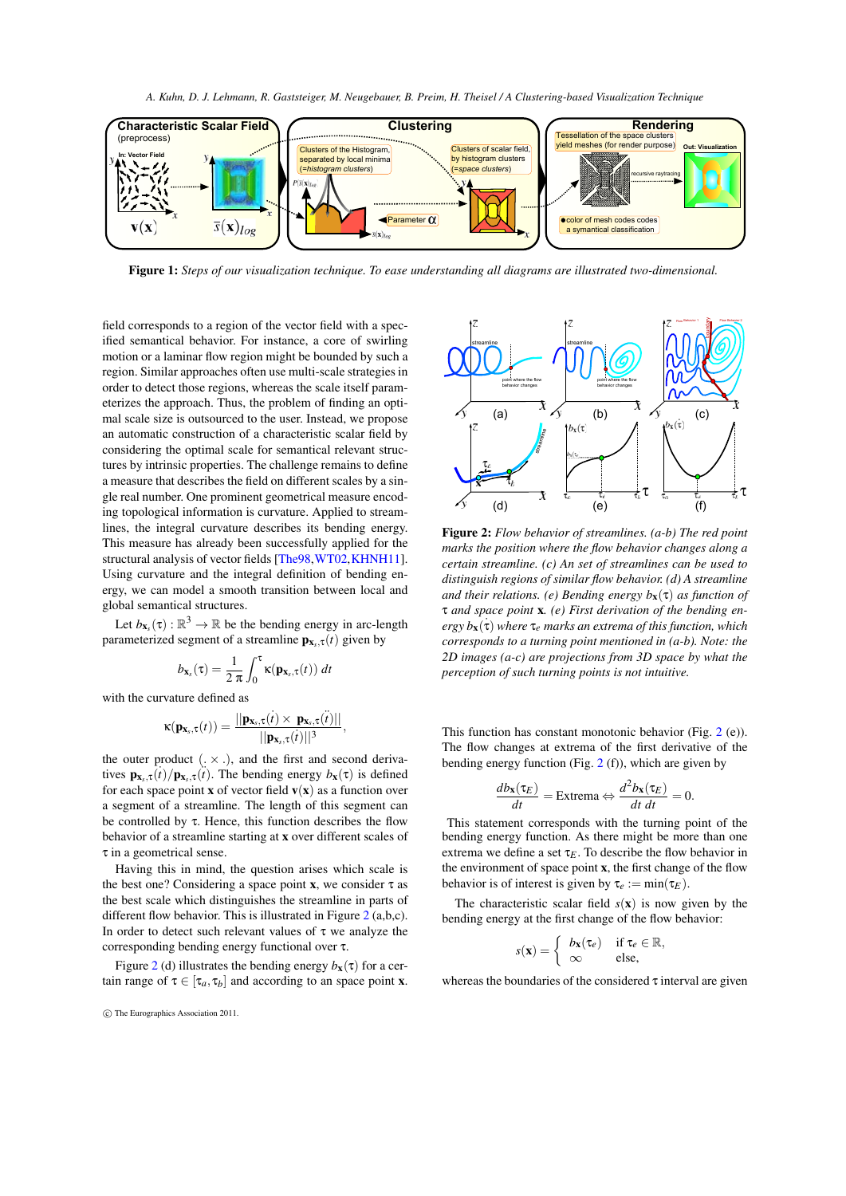**Figure 1:** *Steps of our visualization technique. To ease understanding all diagrams are illustrated two-dimensional.*

field corresponds to a region of the vector field with a specified semantical behavior. For instance, a core of swirling motion or a laminar flow region might be bounded by such a region. Similar approaches often use multi-scale strategies in order to detect those regions, whereas the scale itself parameterizes the approach. Thus, the problem of finding an optimal scale size is outsourced to the user. Instead, we propose an automatic construction of a characteristic scalar field by considering the optimal scale for semantical relevant structures by intrinsic properties. The challenge remains to define a measure that describes the field on different scales by a single real number. One prominent geometrical measure encoding topological information is curvature. Applied to streamlines, the integral curvature describes its bending energy. This measure has already been successfully applied for the structural analysis of vector fields [The98, WT02, KHNH11]. Using curvature and the integral definition of bending energy, we can model a smooth transition between local and global semantical structures.

Let $b_{\mathbf{x}_s}(\tau) : \mathbb{R}^3 \to \mathbb{R}$ be the bending energy in arc-length parameterized segment of a streamline $\mathbf{p}_{\mathbf{x}_s,\tau}(t)$ given by

$$b_{\mathbf{x}_s}(\tau) = \frac{1}{2\pi} \int_0^{\tau} \kappa(\mathbf{p}_{\mathbf{x}_s,\tau}(t))\ dt$$

with the curvature defined as

$$\kappa(\mathbf{p}_{\mathbf{x}_s,\tau}(t)) = \frac{||\dot{\mathbf{p}}_{\mathbf{x}_s,\tau}(t) \times \ddot{\mathbf{p}}_{\mathbf{x}_s,\tau}(t)||}{||\dot{\mathbf{p}}_{\mathbf{x}_s,\tau}(t)||^3},$$

the outer product $(.\times.)$, and the first and second derivatives $\dot{\mathbf{p}}_{\mathbf{x}_s,\tau}(t)/\ddot{\mathbf{p}}_{\mathbf{x}_s,\tau}(t)$. The bending energy $b_{\mathbf{x}}(\tau)$ is defined for each space point $\mathbf{x}$ of vector field $\mathbf{v}(\mathbf{x})$ as a function over a segment of a streamline. The length of this segment can be controlled by $\tau$. Hence, this function describes the flow behavior of a streamline starting at $\mathbf{x}$ over different scales of $\tau$ in a geometrical sense.

Having this in mind, the question arises which scale is the best one? Considering a space point $\mathbf{x}$, we consider $\tau$ as the best scale which distinguishes the streamline in parts of different flow behavior. This is illustrated in Figure 2 (a,b,c). In order to detect such relevant values of $\tau$ we analyze the corresponding bending energy functional over $\tau$.

Figure 2 (d) illustrates the bending energy $b_{\mathbf{x}}(\tau)$ for a certain range of $\tau \in [\tau_a, \tau_b]$ and according to an space point $\mathbf{x}$.

**Figure 2:** *Flow behavior of streamlines. (a-b) The red point marks the position where the flow behavior changes along a certain streamline. (c) An set of streamlines can be used to distinguish regions of similar flow behavior. (d) A streamline and their relations. (e) Bending energy $b_{\mathbf{x}}(\tau)$ as function of $\tau$ and space point $\mathbf{x}$. (e) First derivation of the bending energy $b_{\mathbf{x}}(\dot{\tau})$ where $\tau_e$ marks an extrema of this function, which corresponds to a turning point mentioned in (a-b). Note: the 2D images (a-c) are projections from 3D space by what the perception of such turning points is not intuitive.*

This function has constant monotonic behavior (Fig. 2 (e)). The flow changes at extrema of the first derivative of the bending energy function (Fig. 2 (f)), which are given by

$$\frac{db_{\mathbf{x}}(\tau_E)}{dt} = \text{Extrema} \Leftrightarrow \frac{d^2 b_{\mathbf{x}}(\tau_E)}{dt\ dt} = 0.$$

This statement corresponds with the turning point of the bending energy function. As there might be more than one extrema we define a set $\tau_E$. To describe the flow behavior in the environment of space point $\mathbf{x}$, the first change of the flow behavior is of interest is given by $\tau_e := \min(\tau_E)$.

The characteristic scalar field $s(\mathbf{x})$ is now given by the bending energy at the first change of the flow behavior:

$$s(\mathbf{x}) = \begin{cases} b_{\mathbf{x}}(\tau_e) & \text{if } \tau_e \in \mathbb{R}, \\ \infty & \text{else,} \end{cases}$$

whereas the boundaries of the considered $\tau$ interval are given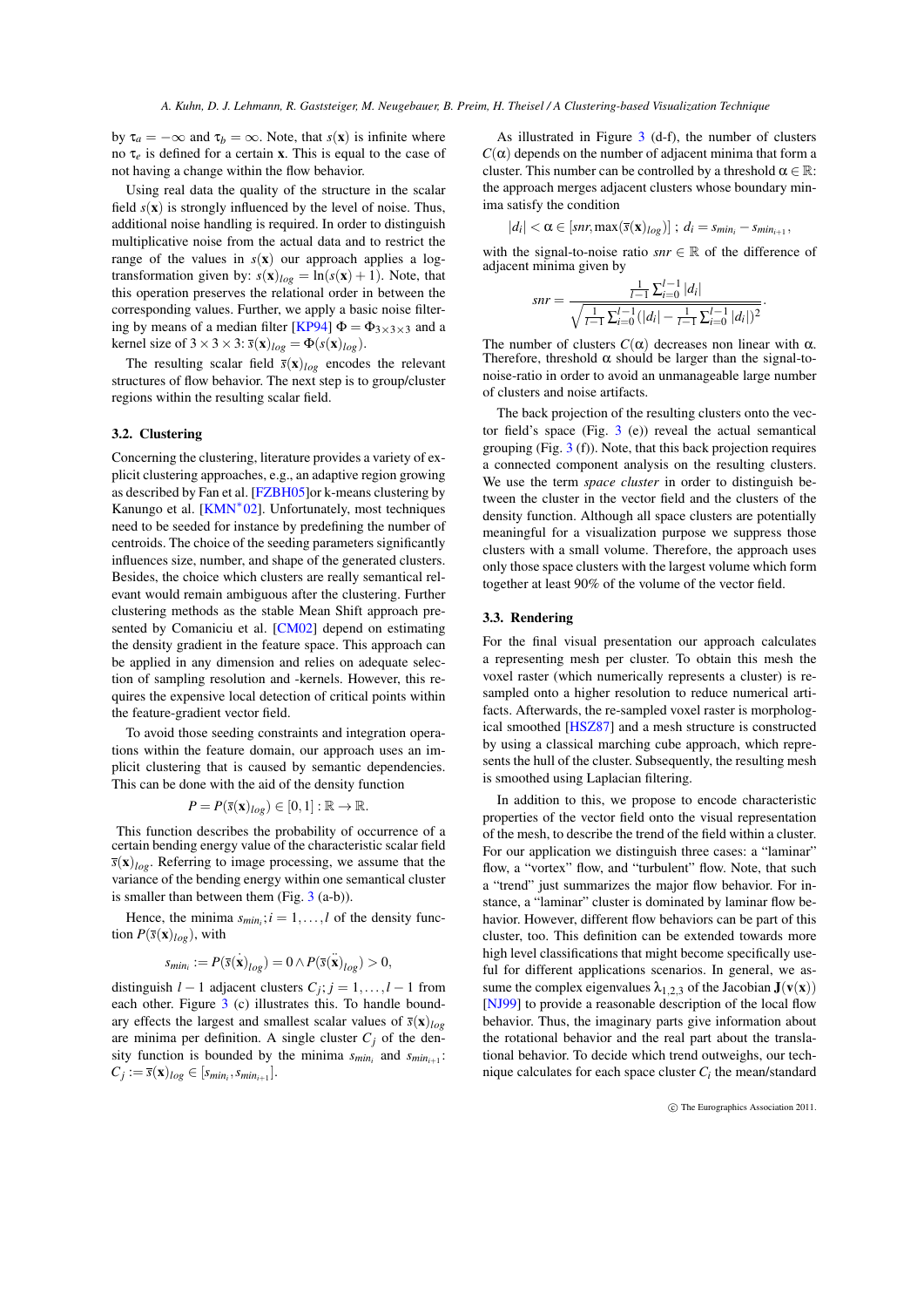by $\tau_a = -\infty$ and $\tau_b = \infty$. Note, that $s(\mathbf{x})$ is infinite where no $\tau_e$ is defined for a certain $\mathbf{x}$. This is equal to the case of not having a change within the flow behavior.

Using real data the quality of the structure in the scalar field $s(\mathbf{x})$ is strongly influenced by the level of noise. Thus, additional noise handling is required. In order to distinguish multiplicative noise from the actual data and to restrict the range of the values in $s(\mathbf{x})$ our approach applies a log-transformation given by: $s(\mathbf{x})_{log} = \ln(s(\mathbf{x})+1)$. Note, that this operation preserves the relational order in between the corresponding values. Further, we apply a basic noise filtering by means of a median filter [KP94] $\Phi = \Phi_{3\times3\times3}$ and a kernel size of $3\times3\times3$: $\bar{s}(\mathbf{x})_{log} = \Phi(s(\mathbf{x})_{log})$.

The resulting scalar field $\bar{s}(\mathbf{x})_{log}$ encodes the relevant structures of flow behavior. The next step is to group/cluster regions within the resulting scalar field.

### 3.2. Clustering

Concerning the clustering, literature provides a variety of explicit clustering approaches, e.g., an adaptive region growing as described by Fan et al. [FZBH05]or k-means clustering by Kanungo et al. [KMN*02]. Unfortunately, most techniques need to be seeded for instance by predefining the number of centroids. The choice of the seeding parameters significantly influences size, number, and shape of the generated clusters. Besides, the choice which clusters are really semantical relevant would remain ambiguous after the clustering. Further clustering methods as the stable Mean Shift approach presented by Comaniciu et al. [CM02] depend on estimating the density gradient in the feature space. This approach can be applied in any dimension and relies on adequate selection of sampling resolution and -kernels. However, this requires the expensive local detection of critical points within the feature-gradient vector field.

To avoid those seeding constraints and integration operations within the feature domain, our approach uses an implicit clustering that is caused by semantic dependencies. This can be done with the aid of the density function

$$P = P(\bar{s}(\mathbf{x})_{log}) \in [0,1] : \mathbb{R} \to \mathbb{R}.$$

This function describes the probability of occurrence of a certain bending energy value of the characteristic scalar field $\bar{s}(\mathbf{x})_{log}$. Referring to image processing, we assume that the variance of the bending energy within one semantical cluster is smaller than between them (Fig. 3 (a-b)).

Hence, the minima $s_{min_i}; i = 1,\ldots,l$ of the density function $P(\bar{s}(\mathbf{x})_{log})$, with

$$s_{min_i} := P(\bar{s}(\dot{\mathbf{x}})_{log}) = 0 \wedge P(\bar{s}(\ddot{\mathbf{x}})_{log}) > 0,$$

distinguish $l-1$ adjacent clusters $C_j; j = 1,\ldots,l-1$ from each other. Figure 3 (c) illustrates this. To handle boundary effects the largest and smallest scalar values of $\bar{s}(\mathbf{x})_{log}$ are minima per definition. A single cluster $C_j$ of the density function is bounded by the minima $s_{min_i}$ and $s_{min_{i+1}}$: $C_j := \bar{s}(\mathbf{x})_{log} \in [s_{min_i}, s_{min_{i+1}}]$.

As illustrated in Figure 3 (d-f), the number of clusters $C(\alpha)$ depends on the number of adjacent minima that form a cluster. This number can be controlled by a threshold $\alpha \in \mathbb{R}$: the approach merges adjacent clusters whose boundary minima satisfy the condition

$$|d_i| < \alpha \in [snr, \max(\bar{s}(\mathbf{x})_{log})] \ ; \ d_i = s_{min_i} - s_{min_{i+1}},$$

with the signal-to-noise ratio $snr \in \mathbb{R}$ of the difference of adjacent minima given by

$$snr = \frac{\frac{1}{l-1}\sum_{i=0}^{l-1}|d_i|}{\sqrt{\frac{1}{l-1}\sum_{i=0}^{l-1}(|d_i| - \frac{1}{l-1}\sum_{i=0}^{l-1}|d_i|)^2}}.$$

The number of clusters $C(\alpha)$ decreases non linear with $\alpha$. Therefore, threshold $\alpha$ should be larger than the signal-to-noise-ratio in order to avoid an unmanageable large number of clusters and noise artifacts.

The back projection of the resulting clusters onto the vector field's space (Fig. 3 (e)) reveal the actual semantical grouping (Fig. 3 (f)). Note, that this back projection requires a connected component analysis on the resulting clusters. We use the term *space cluster* in order to distinguish between the cluster in the vector field and the clusters of the density function. Although all space clusters are potentially meaningful for a visualization purpose we suppress those clusters with a small volume. Therefore, the approach uses only those space clusters with the largest volume which form together at least 90% of the volume of the vector field.

### 3.3. Rendering

For the final visual presentation our approach calculates a representing mesh per cluster. To obtain this mesh the voxel raster (which numerically represents a cluster) is resampled onto a higher resolution to reduce numerical artifacts. Afterwards, the re-sampled voxel raster is morphological smoothed [HSZ87] and a mesh structure is constructed by using a classical marching cube approach, which represents the hull of the cluster. Subsequently, the resulting mesh is smoothed using Laplacian filtering.

In addition to this, we propose to encode characteristic properties of the vector field onto the visual representation of the mesh, to describe the trend of the field within a cluster. For our application we distinguish three cases: a "laminar" flow, a "vortex" flow, and "turbulent" flow. Note, that such a "trend" just summarizes the major flow behavior. For instance, a "laminar" cluster is dominated by laminar flow behavior. However, different flow behaviors can be part of this cluster, too. This definition can be extended towards more high level classifications that might become specifically useful for different applications scenarios. In general, we assume the complex eigenvalues $\lambda_{1,2,3}$ of the Jacobian $\mathbf{J}(\mathbf{v}(\mathbf{x}))$ [NJ99] to provide a reasonable description of the local flow behavior. Thus, the imaginary parts give information about the rotational behavior and the real part about the translational behavior. To decide which trend outweighs, our technique calculates for each space cluster $C_i$ the mean/standard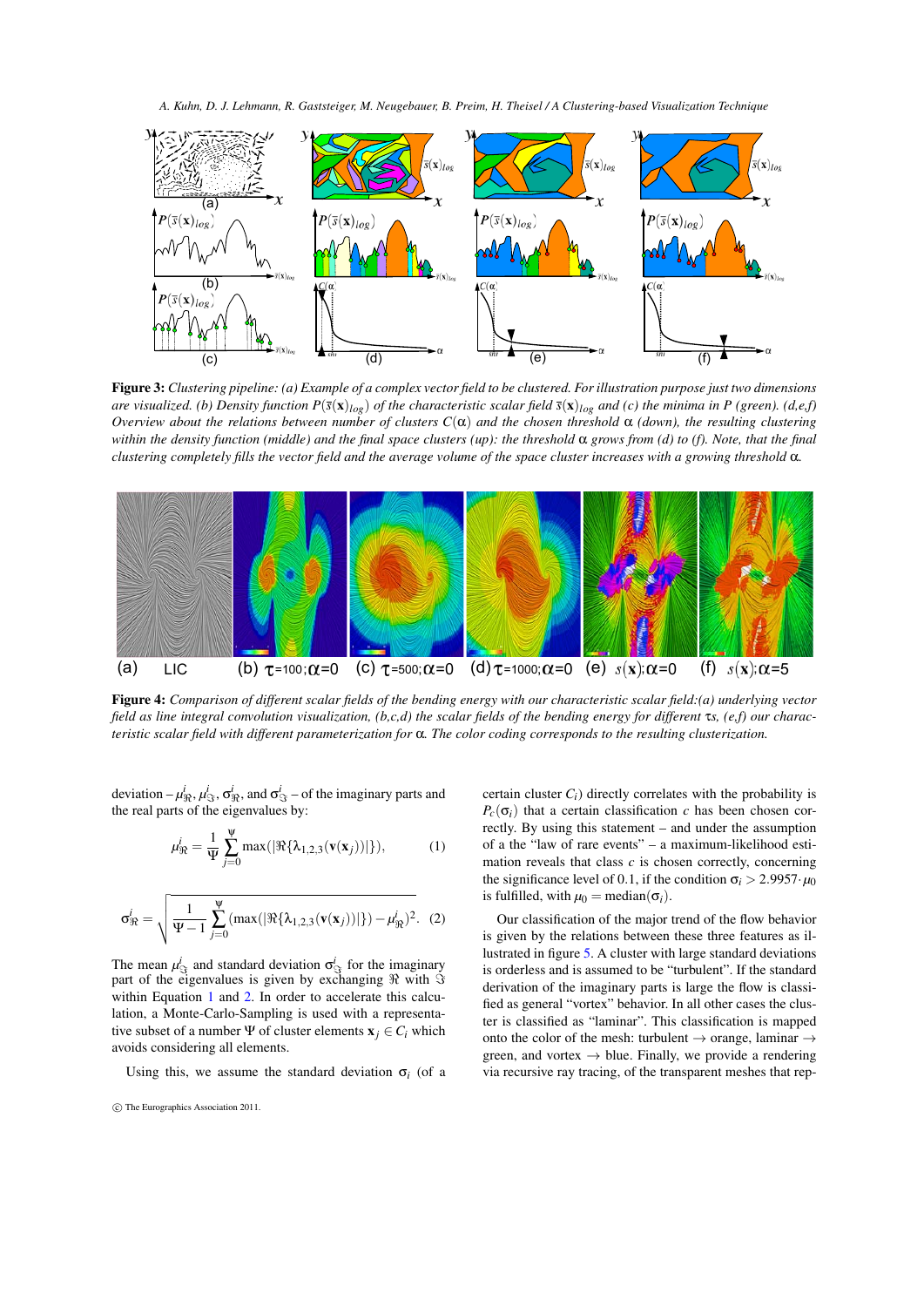**Figure 3:** *Clustering pipeline: (a) Example of a complex vector field to be clustered. For illustration purpose just two dimensions are visualized. (b) Density function $P(\bar{s}(\mathbf{x})_{log})$ of the characteristic scalar field $\bar{s}(\mathbf{x})_{log}$ and (c) the minima in P (green). (d,e,f) Overview about the relations between number of clusters $C(\alpha)$ and the chosen threshold $\alpha$ (down), the resulting clustering within the density function (middle) and the final space clusters (up): the threshold $\alpha$ grows from (d) to (f). Note, that the final clustering completely fills the vector field and the average volume of the space cluster increases with a growing threshold $\alpha$.*

**Figure 4:** *Comparison of different scalar fields of the bending energy with our characteristic scalar field:(a) underlying vector field as line integral convolution visualization, (b,c,d) the scalar fields of the bending energy for different $\tau$s, (e,f) our characteristic scalar field with different parameterization for $\alpha$. The color coding corresponds to the resulting clusterization.*

deviation – $\mu^i_{\Re}$, $\mu^i_{\Im}$, $\sigma^i_{\Re}$, and $\sigma^i_{\Im}$ – of the imaginary parts and the real parts of the eigenvalues by:

$$\mu^i_{\Re} = \frac{1}{\Psi} \sum_{j=0}^{\Psi} \max(|\Re\{\lambda_{1,2,3}(\mathbf{v}(\mathbf{x}_j))|\}), \tag{1}$$

$$\sigma^i_{\Re} = \sqrt{\frac{1}{\Psi - 1} \sum_{j=0}^{\Psi} (\max(|\Re\{\lambda_{1,2,3}(\mathbf{v}(\mathbf{x}_j))|\}) - \mu^i_{\Re})^2}. \tag{2}$$

The mean $\mu^i_{\Im}$ and standard deviation $\sigma^i_{\Im}$ for the imaginary part of the eigenvalues is given by exchanging $\Re$ with $\Im$ within Equation 1 and 2. In order to accelerate this calculation, a Monte-Carlo-Sampling is used with a representative subset of a number $\Psi$ of cluster elements $\mathbf{x}_j \in C_i$ which avoids considering all elements.

Using this, we assume the standard deviation $\sigma_i$ (of a certain cluster $C_i$) directly correlates with the probability is $P_c(\sigma_i)$ that a certain classification $c$ has been chosen correctly. By using this statement – and under the assumption of a the "law of rare events" – a maximum-likelihood estimation reveals that class $c$ is chosen correctly, concerning the significance level of 0.1, if the condition $\sigma_i > 2.9957 \cdot \mu_0$ is fulfilled, with $\mu_0 = \text{median}(\sigma_i)$.

Our classification of the major trend of the flow behavior is given by the relations between these three features as illustrated in figure 5. A cluster with large standard deviations is orderless and is assumed to be "turbulent". If the standard derivation of the imaginary parts is large the flow is classified as general "vortex" behavior. In all other cases the cluster is classified as "laminar". This classification is mapped onto the color of the mesh: turbulent → orange, laminar → green, and vortex → blue. Finally, we provide a rendering via recursive ray tracing, of the transparent meshes that rep-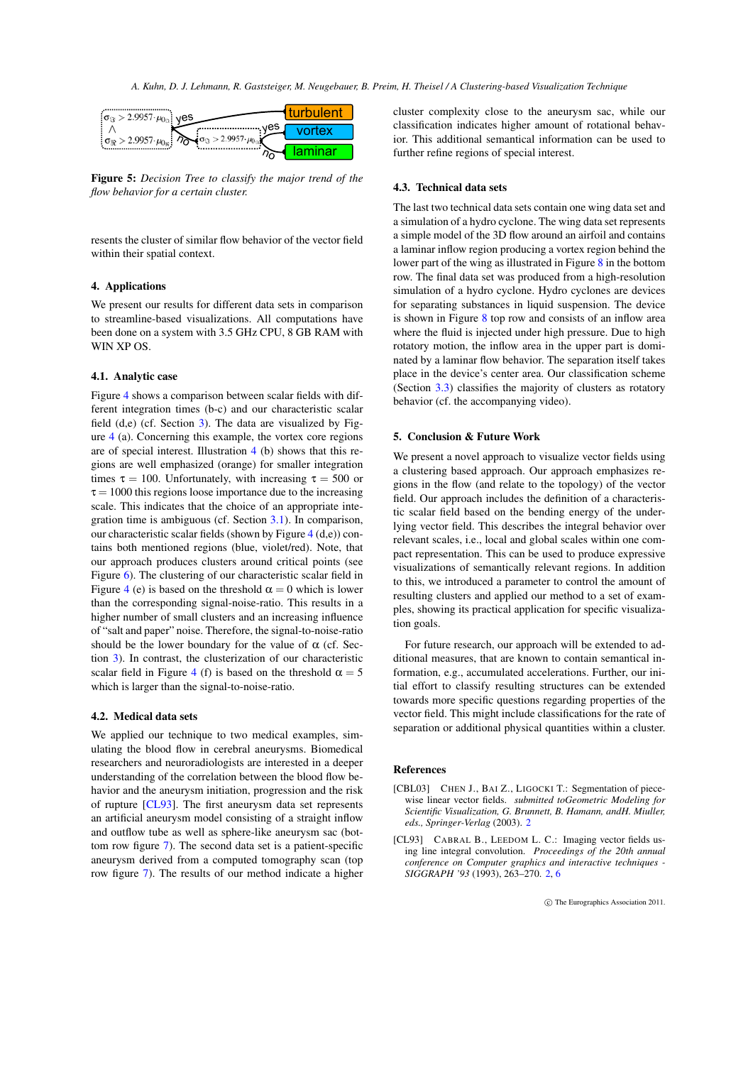Figure 5: *Decision Tree to classify the major trend of the flow behavior for a certain cluster.*

resents the cluster of similar flow behavior of the vector field within their spatial context.

## 4. Applications

We present our results for different data sets in comparison to streamline-based visualizations. All computations have been done on a system with 3.5 GHz CPU, 8 GB RAM with WIN XP OS.

### 4.1. Analytic case

Figure 4 shows a comparison between scalar fields with different integration times (b-c) and our characteristic scalar field (d,e) (cf. Section 3). The data are visualized by Figure 4 (a). Concerning this example, the vortex core regions are of special interest. Illustration 4 (b) shows that this regions are well emphasized (orange) for smaller integration times $\tau = 100$. Unfortunately, with increasing $\tau = 500$ or $\tau = 1000$ this regions loose importance due to the increasing scale. This indicates that the choice of an appropriate integration time is ambiguous (cf. Section 3.1). In comparison, our characteristic scalar fields (shown by Figure 4 (d,e)) contains both mentioned regions (blue, violet/red). Note, that our approach produces clusters around critical points (see Figure 6). The clustering of our characteristic scalar field in Figure 4 (e) is based on the threshold $\alpha = 0$ which is lower than the corresponding signal-noise-ratio. This results in a higher number of small clusters and an increasing influence of "salt and paper" noise. Therefore, the signal-to-noise-ratio should be the lower boundary for the value of $\alpha$ (cf. Section 3). In contrast, the clusterization of our characteristic scalar field in Figure 4 (f) is based on the threshold $\alpha = 5$ which is larger than the signal-to-noise-ratio.

### 4.2. Medical data sets

We applied our technique to two medical examples, simulating the blood flow in cerebral aneurysms. Biomedical researchers and neuroradiologists are interested in a deeper understanding of the correlation between the blood flow behavior and the aneurysm initiation, progression and the risk of rupture [CL93]. The first aneurysm data set represents an artificial aneurysm model consisting of a straight inflow and outflow tube as well as sphere-like aneurysm sac (bottom row figure 7). The second data set is a patient-specific aneurysm derived from a computed tomography scan (top row figure 7). The results of our method indicate a higher cluster complexity close to the aneurysm sac, while our classification indicates higher amount of rotational behavior. This additional semantical information can be used to further refine regions of special interest.

### 4.3. Technical data sets

The last two technical data sets contain one wing data set and a simulation of a hydro cyclone. The wing data set represents a simple model of the 3D flow around an airfoil and contains a laminar inflow region producing a vortex region behind the lower part of the wing as illustrated in Figure 8 in the bottom row. The final data set was produced from a high-resolution simulation of a hydro cyclone. Hydro cyclones are devices for separating substances in liquid suspension. The device is shown in Figure 8 top row and consists of an inflow area where the fluid is injected under high pressure. Due to high rotatory motion, the inflow area in the upper part is dominated by a laminar flow behavior. The separation itself takes place in the device's center area. Our classification scheme (Section 3.3) classifies the majority of clusters as rotatory behavior (cf. the accompanying video).

## 5. Conclusion & Future Work

We present a novel approach to visualize vector fields using a clustering based approach. Our approach emphasizes regions in the flow (and relate to the topology) of the vector field. Our approach includes the definition of a characteristic scalar field based on the bending energy of the underlying vector field. This describes the integral behavior over relevant scales, i.e., local and global scales within one compact representation. This can be used to produce expressive visualizations of semantically relevant regions. In addition to this, we introduced a parameter to control the amount of resulting clusters and applied our method to a set of examples, showing its practical application for specific visualization goals.

For future research, our approach will be extended to additional measures, that are known to contain semantical information, e.g., accumulated accelerations. Further, our initial effort to classify resulting structures can be extended towards more specific questions regarding properties of the vector field. This might include classifications for the rate of separation or additional physical quantities within a cluster.

## References

[CBL03] Chen J., Bai Z., Ligocki T.: Segmentation of piecewise linear vector fields. *submitted toGeometric Modeling for Scientific Visualization, G. Brunnett, B. Hamann, andH. Miuller, eds., Springer-Verlag* (2003). 2

[CL93] Cabral B., Leedom L. C.: Imaging vector fields using line integral convolution. *Proceedings of the 20th annual conference on Computer graphics and interactive techniques - SIGGRAPH '93* (1993), 263–270. 2, 6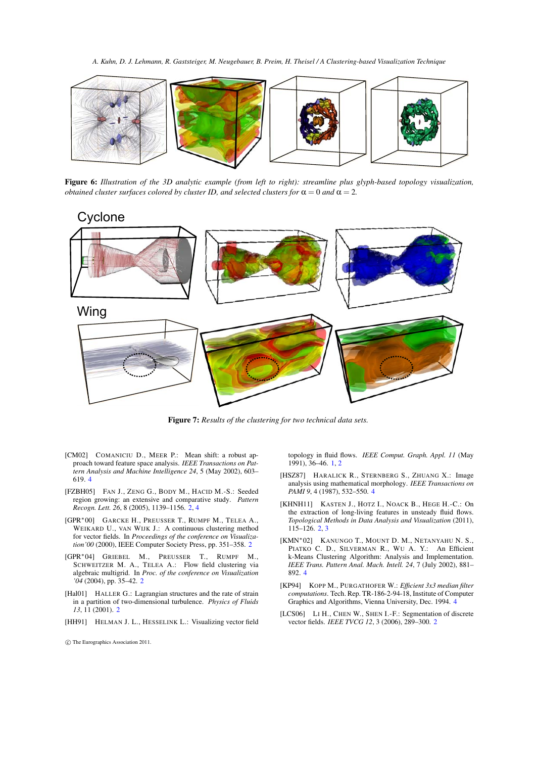**Figure 6:** *Illustration of the 3D analytic example (from left to right): streamline plus glyph-based topology visualization, obtained cluster surfaces colored by cluster ID, and selected clusters for $\alpha = 0$ and $\alpha = 2$.*

**Figure 7:** *Results of the clustering for two technical data sets.*

[CM02] Comaniciu D., Meer P.: Mean shift: a robust approach toward feature space analysis. *IEEE Transactions on Pattern Analysis and Machine Intelligence 24*, 5 (May 2002), 603–619. 4

[FZBH05] Fan J., Zeng G., Body M., Hacid M.-S.: Seeded region growing: an extensive and comparative study. *Pattern Recogn. Lett. 26*, 8 (2005), 1139–1156. 2, 4

[GPR*00] Garcke H., Preusser T., Rumpf M., Telea A., Weikard U., van Wijk J.: A continuous clustering method for vector fields. In *Proceedings of the conference on Visualization'00* (2000), IEEE Computer Society Press, pp. 351–358. 2

[GPR*04] Griebel M., Preusser T., Rumpf M., Schweitzer M. A., Telea A.: Flow field clustering via algebraic multigrid. In *Proc. of the conference on Visualization '04* (2004), pp. 35–42. 2

[Hal01] Haller G.: Lagrangian structures and the rate of strain in a partition of two-dimensional turbulence. *Physics of Fluids 13*, 11 (2001). 2

[HH91] Helman J. L., Hesselink L.: Visualizing vector field topology in fluid flows. *IEEE Comput. Graph. Appl. 11* (May 1991), 36–46. 1, 2

[HSZ87] Haralick R., Sternberg S., Zhuang X.: Image analysis using mathematical morphology. *IEEE Transactions on PAMI 9*, 4 (1987), 532–550. 4

[KHNH11] Kasten J., Hotz I., Noack B., Hege H.-C.: On the extraction of long-living features in unsteady fluid flows. *Topological Methods in Data Analysis and Visualization* (2011), 115–126. 2, 3

[KMN*02] Kanungo T., Mount D. M., Netanyahu N. S., Piatko C. D., Silverman R., Wu A. Y.: An Efficient k-Means Clustering Algorithm: Analysis and Implementation. *IEEE Trans. Pattern Anal. Mach. Intell. 24*, 7 (July 2002), 881–892. 4

[KP94] Kopp M., Purgathofer W.: *Efficient 3x3 median filter computations*. Tech. Rep. TR-186-2-94-18, Institute of Computer Graphics and Algorithms, Vienna University, Dec. 1994. 4

[LCS06] Li H., Chen W., Shen I.-F.: Segmentation of discrete vector fields. *IEEE TVCG 12*, 3 (2006), 289–300. 2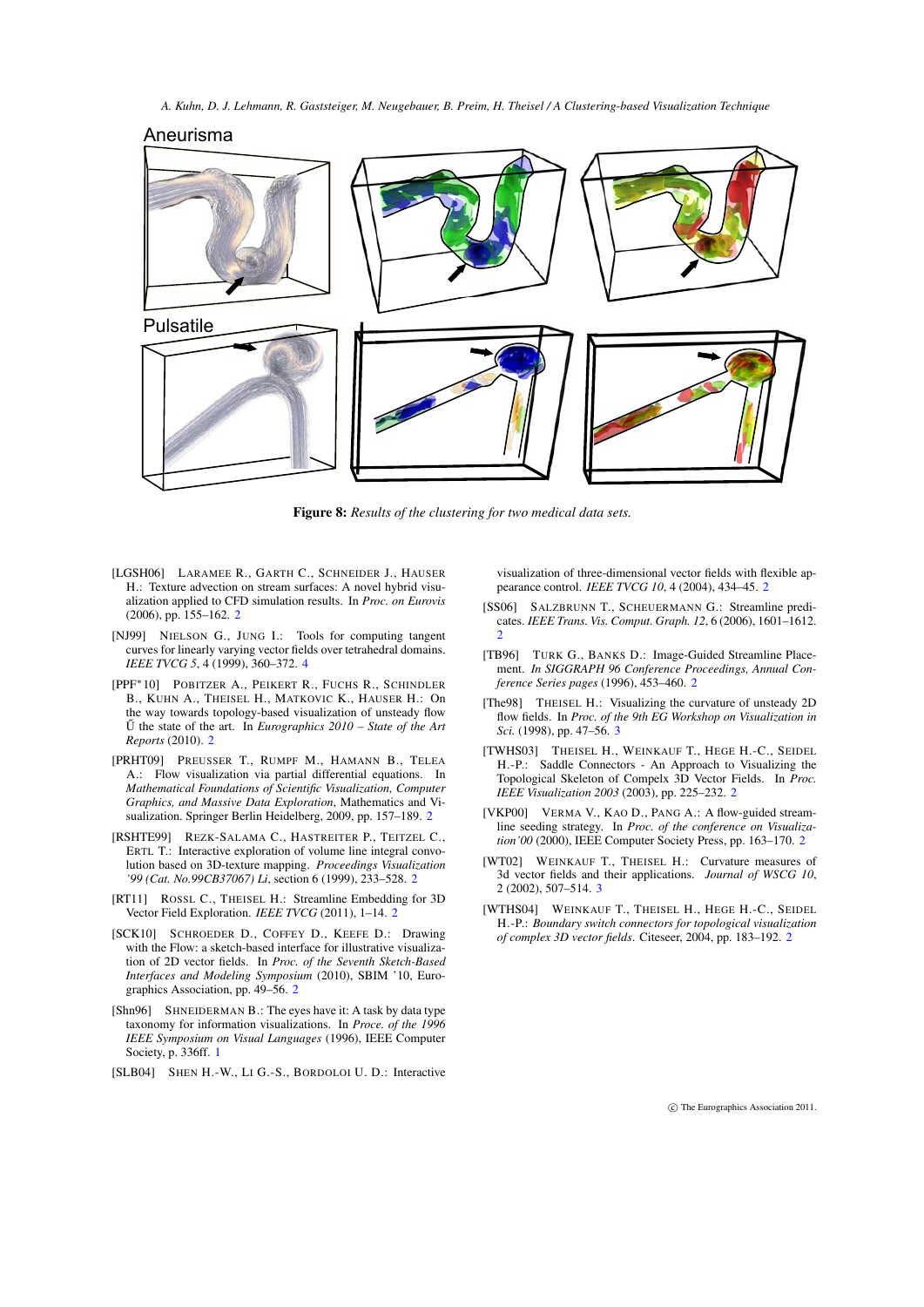Aneurisma

Pulsatile

**Figure 8:** *Results of the clustering for two medical data sets.*

[LGSH06] LARAMEE R., GARTH C., SCHNEIDER J., HAUSER H.: Texture advection on stream surfaces: A novel hybrid visualization applied to CFD simulation results. In *Proc. on Eurovis* (2006), pp. 155–162. 2

[NJ99] NIELSON G., JUNG I.: Tools for computing tangent curves for linearly varying vector fields over tetrahedral domains. *IEEE TVCG 5*, 4 (1999), 360–372. 4

[PPF*10] POBITZER A., PEIKERT R., FUCHS R., SCHINDLER B., KUHN A., THEISEL H., MATKOVIC K., HAUSER H.: On the way towards topology-based visualization of unsteady flow Ű the state of the art. In *Eurographics 2010 – State of the Art Reports* (2010). 2

[PRHT09] PREUSSER T., RUMPF M., HAMANN B., TELEA A.: Flow visualization via partial differential equations. In *Mathematical Foundations of Scientific Visualization, Computer Graphics, and Massive Data Exploration*, Mathematics and Visualization. Springer Berlin Heidelberg, 2009, pp. 157–189. 2

[RSHTE99] REZK-SALAMA C., HASTREITER P., TEITZEL C., ERTL T.: Interactive exploration of volume line integral convolution based on 3D-texture mapping. *Proceedings Visualization '99 (Cat. No.99CB37067) Li*, section 6 (1999), 233–528. 2

[RT11] ROSSL C., THEISEL H.: Streamline Embedding for 3D Vector Field Exploration. *IEEE TVCG* (2011), 1–14. 2

[SCK10] SCHROEDER D., COFFEY D., KEEFE D.: Drawing with the Flow: a sketch-based interface for illustrative visualization of 2D vector fields. In *Proc. of the Seventh Sketch-Based Interfaces and Modeling Symposium* (2010), SBIM '10, Eurographics Association, pp. 49–56. 2

[Shn96] SHNEIDERMAN B.: The eyes have it: A task by data type taxonomy for information visualizations. In *Proce. of the 1996 IEEE Symposium on Visual Languages* (1996), IEEE Computer Society, p. 336ff. 1

[SLB04] SHEN H.-W., LI G.-S., BORDOLOI U. D.: Interactive visualization of three-dimensional vector fields with flexible appearance control. *IEEE TVCG 10*, 4 (2004), 434–45. 2

[SS06] SALZBRUNN T., SCHEUERMANN G.: Streamline predicates. *IEEE Trans. Vis. Comput. Graph. 12*, 6 (2006), 1601–1612. 2

[TB96] TURK G., BANKS D.: Image-Guided Streamline Placement. *In SIGGRAPH 96 Conference Proceedings, Annual Conference Series pages* (1996), 453–460. 2

[The98] THEISEL H.: Visualizing the curvature of unsteady 2D flow fields. In *Proc. of the 9th EG Workshop on Visualization in Sci.* (1998), pp. 47–56. 3

[TWHS03] THEISEL H., WEINKAUF T., HEGE H.-C., SEIDEL H.-P.: Saddle Connectors - An Approach to Visualizing the Topological Skeleton of Compelx 3D Vector Fields. In *Proc. IEEE Visualization 2003* (2003), pp. 225–232. 2

[VKP00] VERMA V., KAO D., PANG A.: A flow-guided streamline seeding strategy. In *Proc. of the conference on Visualization'00* (2000), IEEE Computer Society Press, pp. 163–170. 2

[WT02] WEINKAUF T., THEISEL H.: Curvature measures of 3d vector fields and their applications. *Journal of WSCG 10*, 2 (2002), 507–514. 3

[WTHS04] WEINKAUF T., THEISEL H., HEGE H.-C., SEIDEL H.-P.: *Boundary switch connectors for topological visualization of complex 3D vector fields*. Citeseer, 2004, pp. 183–192. 2